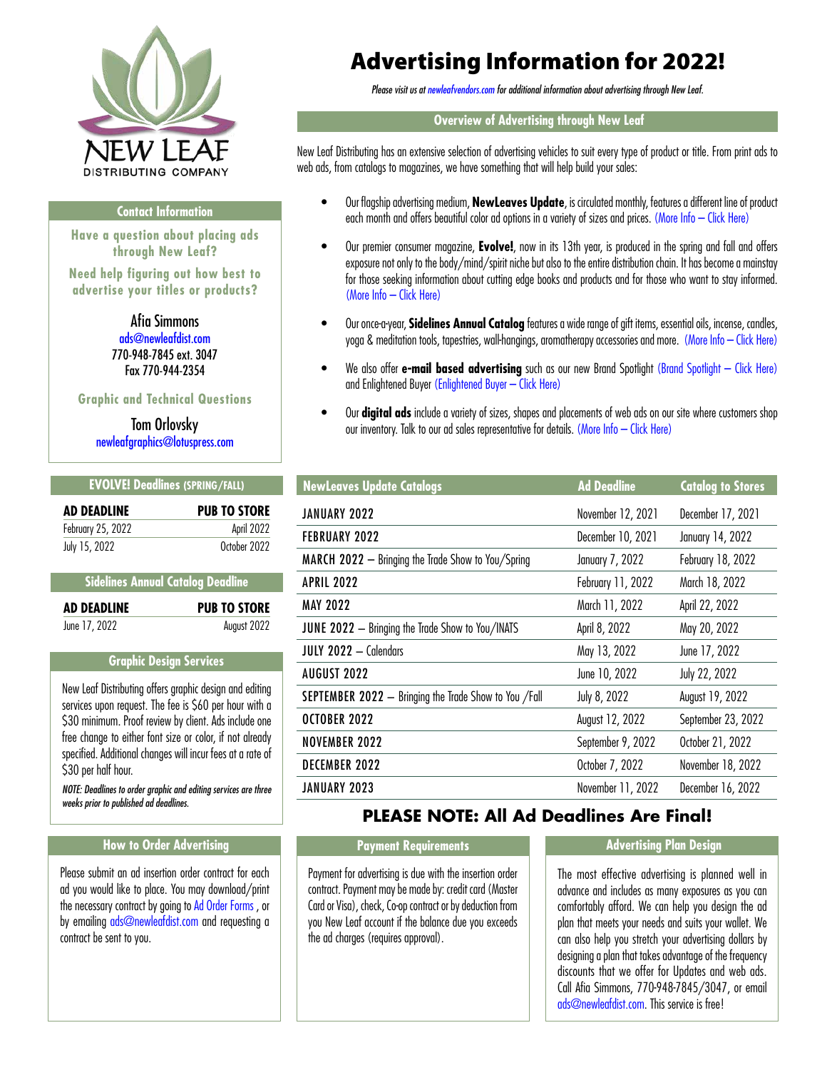NEW LEAF
DISTRIBUTING COMPANY

# Advertising Information for 2022!

*Please visit us at newleafvendors.com for additional information about advertising through New Leaf.*

## Overview of Advertising through New Leaf

New Leaf Distributing has an extensive selection of advertising vehicles to suit every type of product or title. From print ads to web ads, from catalogs to magazines, we have something that will help build your sales:

- Our flagship advertising medium, **NewLeaves Update**, is circulated monthly, features a different line of product each month and offers beautiful color ad options in a variety of sizes and prices. (More Info – Click Here)
- Our premier consumer magazine, **Evolve!**, now in its 13th year, is produced in the spring and fall and offers exposure not only to the body/mind/spirit niche but also to the entire distribution chain. It has become a mainstay for those seeking information about cutting edge books and products and for those who want to stay informed. (More Info – Click Here)
- Our once-a-year, **Sidelines Annual Catalog** features a wide range of gift items, essential oils, incense, candles, yoga & meditation tools, tapestries, wall-hangings, aromatherapy accessories and more. (More Info – Click Here)
- We also offer **e-mail based advertising** such as our new Brand Spotlight (Brand Spotlight – Click Here) and Enlightened Buyer (Enlightened Buyer – Click Here)
- Our **digital ads** include a variety of sizes, shapes and placements of web ads on our site where customers shop our inventory. Talk to our ad sales representative for details. (More Info – Click Here)

## Contact Information

**Have a question about placing ads through New Leaf?**

**Need help figuring out how best to advertise your titles or products?**

Afia Simmons
ads@newleafdist.com
770-948-7845 ext. 3047
Fax 770-944-2354

**Graphic and Technical Questions**

Tom Orlovsky
newleafgraphics@lotuspress.com

## EVOLVE! Deadlines (SPRING/FALL)

| AD DEADLINE | PUB TO STORE |
|---|---|
| February 25, 2022 | April 2022 |
| July 15, 2022 | October 2022 |

## Sidelines Annual Catalog Deadline

| AD DEADLINE | PUB TO STORE |
|---|---|
| June 17, 2022 | August 2022 |

## NewLeaves Update Catalogs

| NewLeaves Update Catalogs | Ad Deadline | Catalog to Stores |
|---|---|---|
| JANUARY 2022 | November 12, 2021 | December 17, 2021 |
| FEBRUARY 2022 | December 10, 2021 | January 14, 2022 |
| MARCH 2022 – Bringing the Trade Show to You/Spring | January 7, 2022 | February 18, 2022 |
| APRIL 2022 | February 11, 2022 | March 18, 2022 |
| MAY 2022 | March 11, 2022 | April 22, 2022 |
| JUNE 2022 – Bringing the Trade Show to You/INATS | April 8, 2022 | May 20, 2022 |
| JULY 2022 – Calendars | May 13, 2022 | June 17, 2022 |
| AUGUST 2022 | June 10, 2022 | July 22, 2022 |
| SEPTEMBER 2022 – Bringing the Trade Show to You /Fall | July 8, 2022 | August 19, 2022 |
| OCTOBER 2022 | August 12, 2022 | September 23, 2022 |
| NOVEMBER 2022 | September 9, 2022 | October 21, 2022 |
| DECEMBER 2022 | October 7, 2022 | November 18, 2022 |
| JANUARY 2023 | November 11, 2022 | December 16, 2022 |

**PLEASE NOTE: All Ad Deadlines Are Final!**

## Graphic Design Services

New Leaf Distributing offers graphic design and editing services upon request. The fee is $60 per hour with a $30 minimum. Proof review by client. Ads include one free change to either font size or color, if not already specified. Additional changes will incur fees at a rate of $30 per half hour.

***NOTE: Deadlines to order graphic and editing services are three weeks prior to published ad deadlines.***

## How to Order Advertising

Please submit an ad insertion order contract for each ad you would like to place. You may download/print the necessary contract by going to Ad Order Forms , or by emailing ads@newleafdist.com and requesting a contract be sent to you.

## Payment Requirements

Payment for advertising is due with the insertion order contract. Payment may be made by: credit card (Master Card or Visa), check, Co-op contract or by deduction from you New Leaf account if the balance due you exceeds the ad charges (requires approval).

## Advertising Plan Design

The most effective advertising is planned well in advance and includes as many exposures as you can comfortably afford. We can help you design the ad plan that meets your needs and suits your wallet. We can also help you stretch your advertising dollars by designing a plan that takes advantage of the frequency discounts that we offer for Updates and web ads. Call Afia Simmons, 770-948-7845/3047, or email ads@newleafdist.com. This service is free!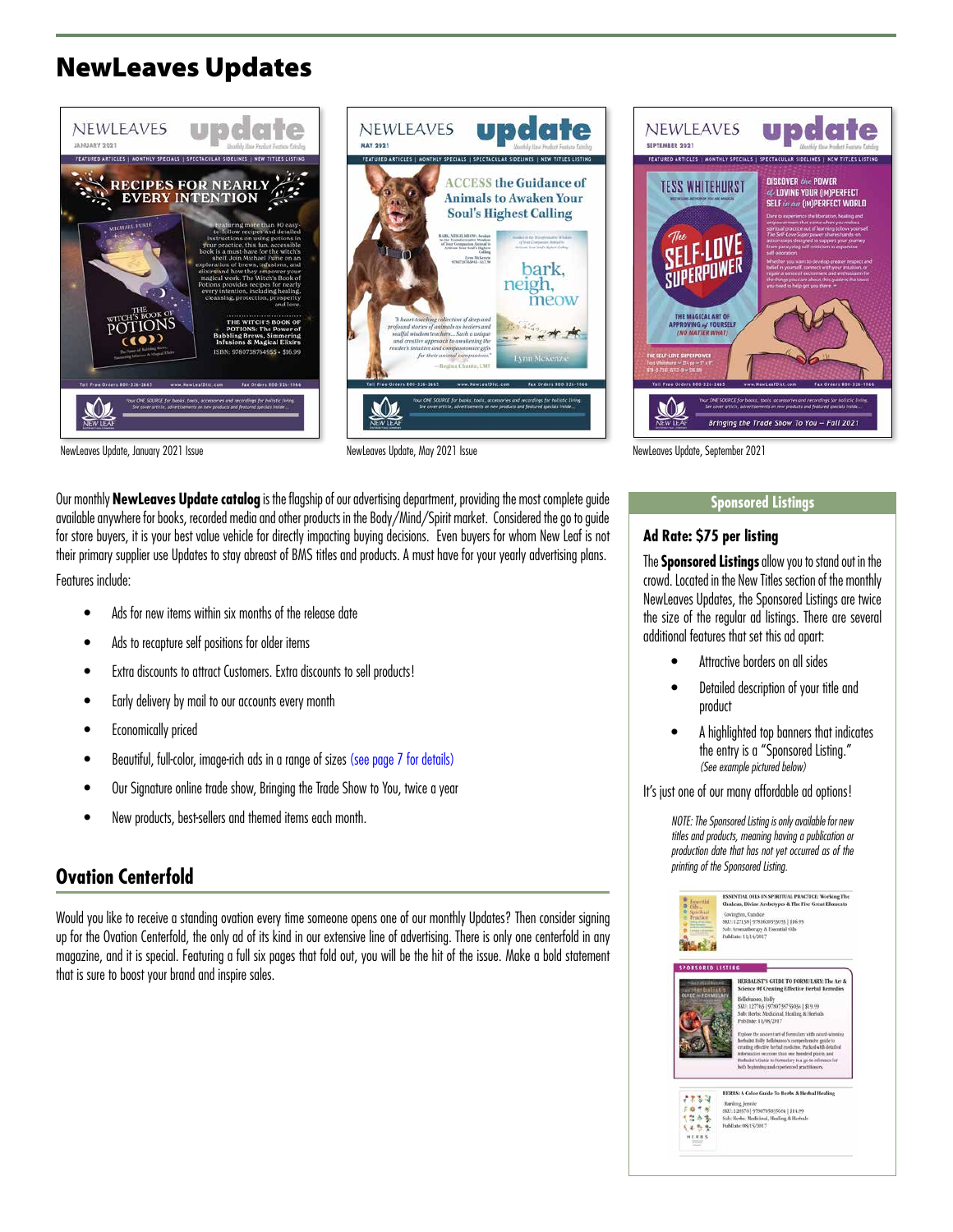## NewLeaves Updates

NewLeaves Update, January 2021 Issue

NewLeaves Update, May 2021 Issue

NewLeaves Update, September 2021

Our monthly **NewLeaves Update catalog** is the flagship of our advertising department, providing the most complete guide available anywhere for books, recorded media and other products in the Body/Mind/Spirit market. Considered the go to guide for store buyers, it is your best value vehicle for directly impacting buying decisions. Even buyers for whom New Leaf is not their primary supplier use Updates to stay abreast of BMS titles and products. A must have for your yearly advertising plans.

Features include:

- Ads for new items within six months of the release date
- Ads to recapture self positions for older items
- Extra discounts to attract Customers. Extra discounts to sell products!
- Early delivery by mail to our accounts every month
- Economically priced
- Beautiful, full-color, image-rich ads in a range of sizes (see page 7 for details)
- Our Signature online trade show, Bringing the Trade Show to You, twice a year
- New products, best-sellers and themed items each month.

## Ovation Centerfold

Would you like to receive a standing ovation every time someone opens one of our monthly Updates? Then consider signing up for the Ovation Centerfold, the only ad of its kind in our extensive line of advertising. There is only one centerfold in any magazine, and it is special. Featuring a full six pages that fold out, you will be the hit of the issue. Make a bold statement that is sure to boost your brand and inspire sales.

## Sponsored Listings

### Ad Rate: $75 per listing

The **Sponsored Listings** allow you to stand out in the crowd. Located in the New Titles section of the monthly NewLeaves Updates, the Sponsored Listings are twice the size of the regular ad listings. There are several additional features that set this ad apart:

- Attractive borders on all sides
- Detailed description of your title and product
- A highlighted top banners that indicates the entry is a "Sponsored Listing." *(See example pictured below)*

It's just one of our many affordable ad options!

*NOTE: The Sponsored Listing is only available for new titles and products, meaning having a publication or production date that has not yet occurred as of the printing of the Sponsored Listing.*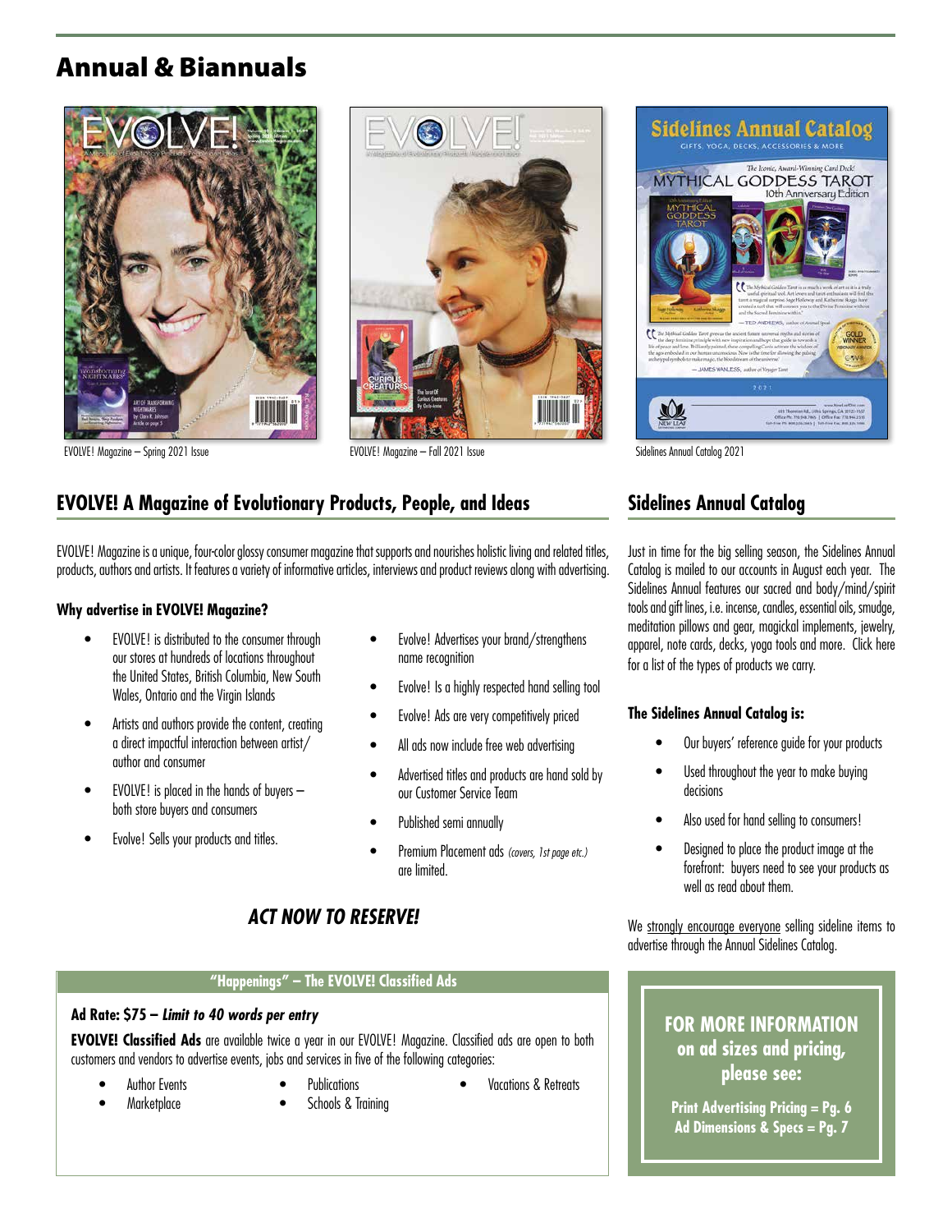# Annual & Biannuals

EVOLVE! Magazine – Spring 2021 Issue

EVOLVE! Magazine – Fall 2021 Issue

Sidelines Annual Catalog 2021

## EVOLVE! A Magazine of Evolutionary Products, People, and Ideas

EVOLVE! Magazine is a unique, four-color glossy consumer magazine that supports and nourishes holistic living and related titles, products, authors and artists. It features a variety of informative articles, interviews and product reviews along with advertising.

### Why advertise in EVOLVE! Magazine?

- EVOLVE! is distributed to the consumer through our stores at hundreds of locations throughout the United States, British Columbia, New South Wales, Ontario and the Virgin Islands
- Artists and authors provide the content, creating a direct impactful interaction between artist/author and consumer
- EVOLVE! is placed in the hands of buyers – both store buyers and consumers
- Evolve! Sells your products and titles.
- Evolve! Advertises your brand/strengthens name recognition
- Evolve! Is a highly respected hand selling tool
- Evolve! Ads are very competitively priced
- All ads now include free web advertising
- Advertised titles and products are hand sold by our Customer Service Team
- Published semi annually
- Premium Placement ads *(covers, 1st page etc.)* are limited.

### *ACT NOW TO RESERVE!*

### "Happenings" – The EVOLVE! Classified Ads

**Ad Rate: $75 – *Limit to 40 words per entry***

**EVOLVE! Classified Ads** are available twice a year in our EVOLVE! Magazine. Classified ads are open to both customers and vendors to advertise events, jobs and services in five of the following categories:

- Author Events
- Marketplace
- Publications
- Schools & Training
- Vacations & Retreats

## Sidelines Annual Catalog

Just in time for the big selling season, the Sidelines Annual Catalog is mailed to our accounts in August each year. The Sidelines Annual features our sacred and body/mind/spirit tools and gift lines, i.e. incense, candles, essential oils, smudge, meditation pillows and gear, magickal implements, jewelry, apparel, note cards, decks, yoga tools and more. Click here for a list of the types of products we carry.

### The Sidelines Annual Catalog is:

- Our buyers' reference guide for your products
- Used throughout the year to make buying decisions
- Also used for hand selling to consumers!
- Designed to place the product image at the forefront: buyers need to see your products as well as read about them.

We strongly encourage everyone selling sideline items to advertise through the Annual Sidelines Catalog.

**FOR MORE INFORMATION on ad sizes and pricing, please see:**

**Print Advertising Pricing = Pg. 6**
**Ad Dimensions & Specs = Pg. 7**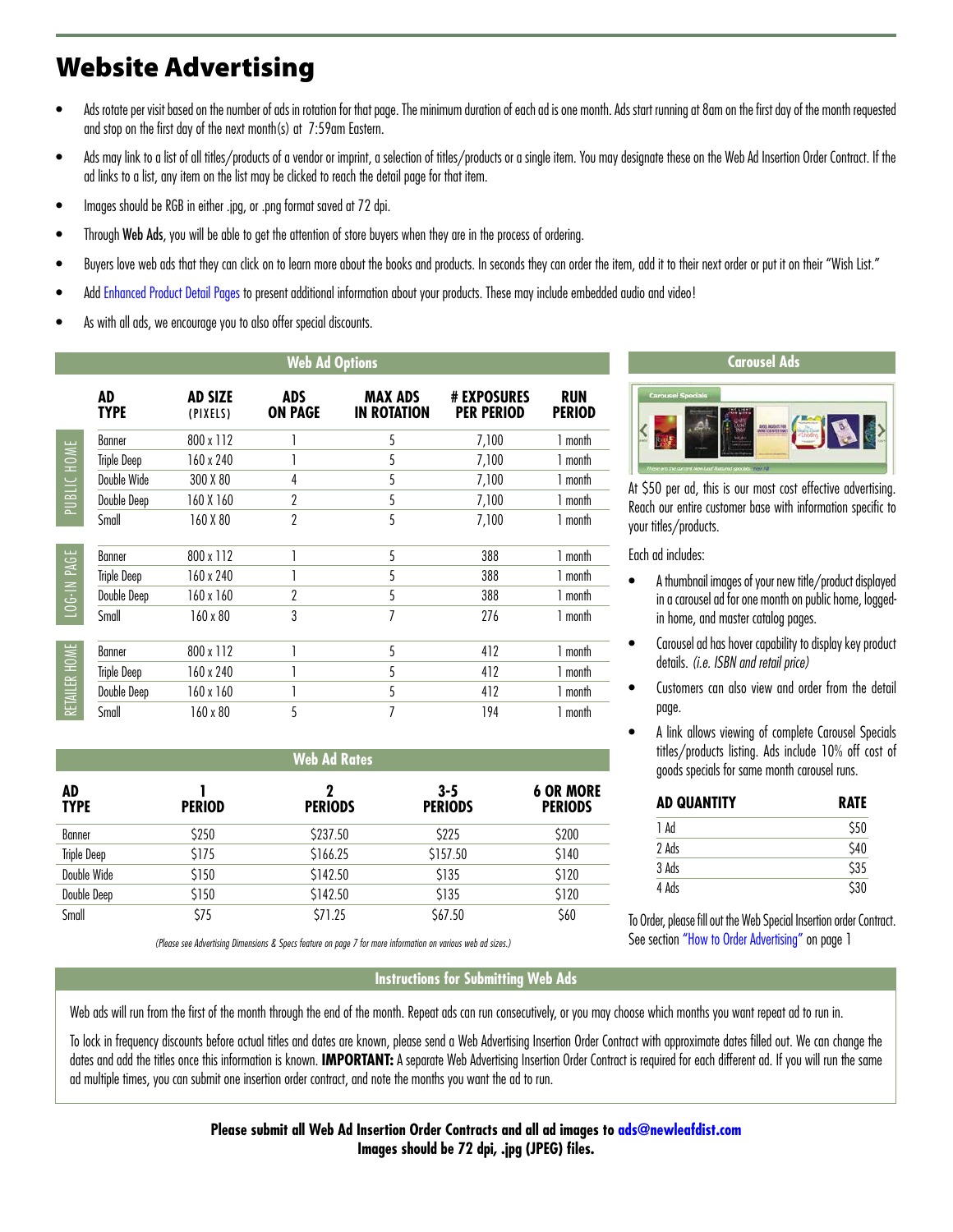# Website Advertising

- Ads rotate per visit based on the number of ads in rotation for that page. The minimum duration of each ad is one month. Ads start running at 8am on the first day of the month requested and stop on the first day of the next month(s) at 7:59am Eastern.
- Ads may link to a list of all titles/products of a vendor or imprint, a selection of titles/products or a single item. You may designate these on the Web Ad Insertion Order Contract. If the ad links to a list, any item on the list may be clicked to reach the detail page for that item.
- Images should be RGB in either .jpg, or .png format saved at 72 dpi.
- Through **Web Ads**, you will be able to get the attention of store buyers when they are in the process of ordering.
- Buyers love web ads that they can click on to learn more about the books and products. In seconds they can order the item, add it to their next order or put it on their "Wish List."
- Add Enhanced Product Detail Pages to present additional information about your products. These may include embedded audio and video!
- As with all ads, we encourage you to also offer special discounts.

## Web Ad Options

| | AD TYPE | AD SIZE (PIXELS) | ADS ON PAGE | MAX ADS IN ROTATION | # EXPOSURES PER PERIOD | RUN PERIOD |
|---|---|---|---|---|---|---|
| PUBLIC HOME | Banner | 800 x 112 | 1 | 5 | 7,100 | 1 month |
| | Triple Deep | 160 x 240 | 1 | 5 | 7,100 | 1 month |
| | Double Wide | 300 X 80 | 4 | 5 | 7,100 | 1 month |
| | Double Deep | 160 X 160 | 2 | 5 | 7,100 | 1 month |
| | Small | 160 X 80 | 2 | 5 | 7,100 | 1 month |
| LOG-IN PAGE | Banner | 800 x 112 | 1 | 5 | 388 | 1 month |
| | Triple Deep | 160 x 240 | 1 | 5 | 388 | 1 month |
| | Double Deep | 160 x 160 | 2 | 5 | 388 | 1 month |
| | Small | 160 x 80 | 3 | 7 | 276 | 1 month |
| RETAILER HOME | Banner | 800 x 112 | 1 | 5 | 412 | 1 month |
| | Triple Deep | 160 x 240 | 1 | 5 | 412 | 1 month |
| | Double Deep | 160 x 160 | 1 | 5 | 412 | 1 month |
| | Small | 160 x 80 | 5 | 7 | 194 | 1 month |

## Web Ad Rates

| AD TYPE | 1 PERIOD | 2 PERIODS | 3-5 PERIODS | 6 OR MORE PERIODS |
|---|---|---|---|---|
| Banner | $250 | $237.50 | $225 | $200 |
| Triple Deep | $175 | $166.25 | $157.50 | $140 |
| Double Wide | $150 | $142.50 | $135 | $120 |
| Double Deep | $150 | $142.50 | $135 | $120 |
| Small | $75 | $71.25 | $67.50 | $60 |

*(Please see Advertising Dimensions & Specs feature on page 7 for more information on various web ad sizes.)*

## Carousel Ads

At $50 per ad, this is our most cost effective advertising. Reach our entire customer base with information specific to your titles/products.

Each ad includes:

- A thumbnail images of your new title/product displayed in a carousel ad for one month on public home, logged-in home, and master catalog pages.
- Carousel ad has hover capability to display key product details. *(i.e. ISBN and retail price)*
- Customers can also view and order from the detail page.
- A link allows viewing of complete Carousel Specials titles/products listing. Ads include 10% off cost of goods specials for same month carousel runs.

| AD QUANTITY | RATE |
|---|---|
| 1 Ad | $50 |
| 2 Ads | $40 |
| 3 Ads | $35 |
| 4 Ads | $30 |

To Order, please fill out the Web Special Insertion order Contract. See section "How to Order Advertising" on page 1

## Instructions for Submitting Web Ads

Web ads will run from the first of the month through the end of the month. Repeat ads can run consecutively, or you may choose which months you want repeat ad to run in.

To lock in frequency discounts before actual titles and dates are known, please send a Web Advertising Insertion Order Contract with approximate dates filled out. We can change the dates and add the titles once this information is known. **IMPORTANT:** A separate Web Advertising Insertion Order Contract is required for each different ad. If you will run the same ad multiple times, you can submit one insertion order contract, and note the months you want the ad to run.

**Please submit all Web Ad Insertion Order Contracts and all ad images to ads@newleafdist.com**
**Images should be 72 dpi, .jpg (JPEG) files.**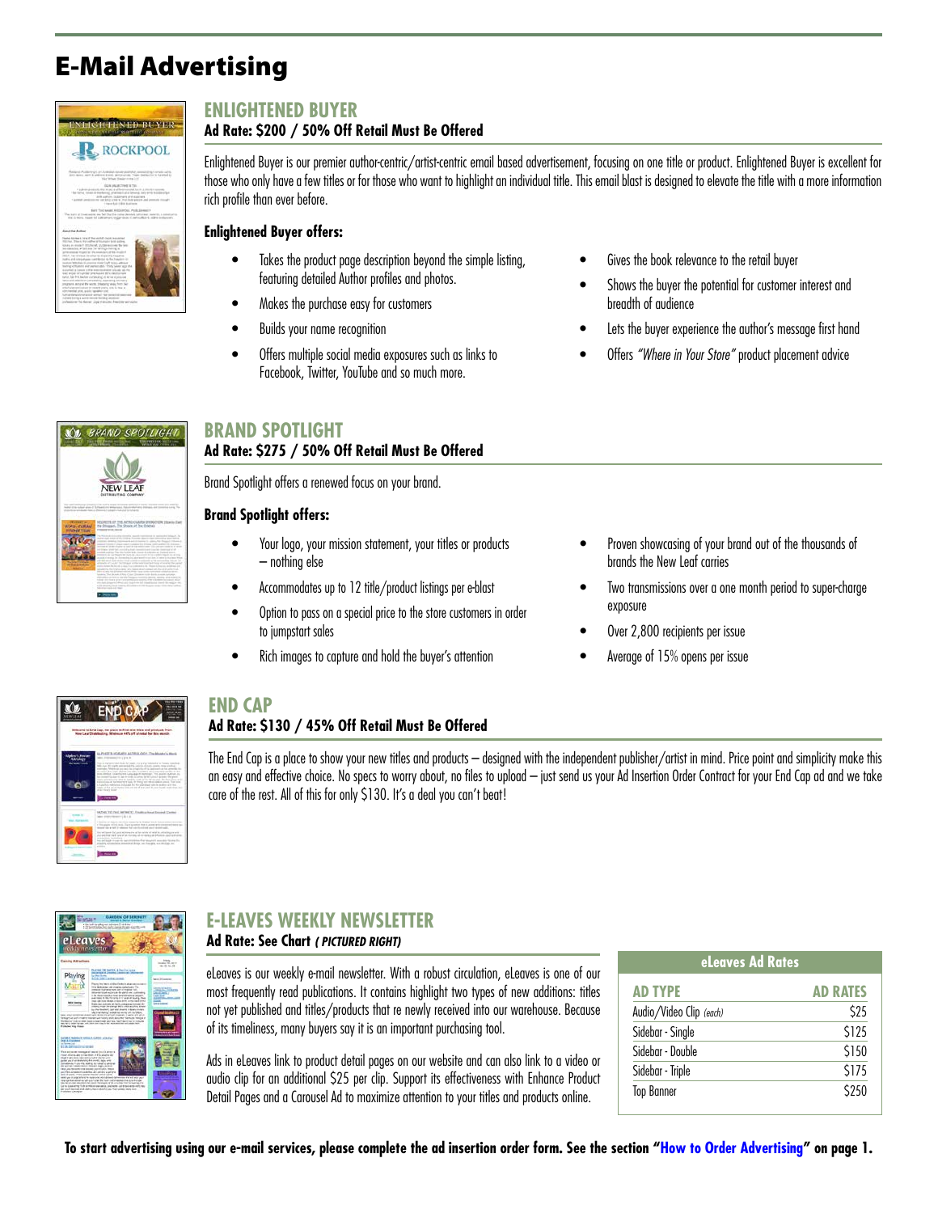# E-Mail Advertising

## ENLIGHTENED BUYER

**Ad Rate: $200 / 50% Off Retail Must Be Offered**

Enlightened Buyer is our premier author-centric/artist-centric email based advertisement, focusing on one title or product. Enlightened Buyer is excellent for those who only have a few titles or for those who want to highlight an individual title. This email blast is designed to elevate the title with a more information rich profile than ever before.

**Enlightened Buyer offers:**

- Takes the product page description beyond the simple listing, featuring detailed Author profiles and photos.
- Makes the purchase easy for customers
- Builds your name recognition
- Offers multiple social media exposures such as links to Facebook, Twitter, YouTube and so much more.
- Gives the book relevance to the retail buyer
- Shows the buyer the potential for customer interest and breadth of audience
- Lets the buyer experience the author's message first hand
- Offers *"Where in Your Store"* product placement advice

## BRAND SPOTLIGHT

**Ad Rate: $275 / 50% Off Retail Must Be Offered**

Brand Spotlight offers a renewed focus on your brand.

**Brand Spotlight offers:**

- Your logo, your mission statement, your titles or products – nothing else
- Accommodates up to 12 title/product listings per e-blast
- Option to pass on a special price to the store customers in order to jumpstart sales
- Rich images to capture and hold the buyer's attention
- Proven showcasing of your brand out of the thousands of brands the New Leaf carries
- Two transmissions over a one month period to super-charge exposure
- Over 2,800 recipients per issue
- Average of 15% opens per issue

## END CAP

**Ad Rate: $130 / 45% Off Retail Must Be Offered**

The End Cap is a place to show your new titles and products – designed with the independent publisher/artist in mind. Price point and simplicity make this an easy and effective choice. No specs to worry about, no files to upload – just send us your Ad Insertion Order Contract for your End Cap ad and we take care of the rest. All of this for only $130. It's a deal you can't beat!

## E-LEAVES WEEKLY NEWSLETTER

**Ad Rate: See Chart *( PICTURED RIGHT)***

eLeaves is our weekly e-mail newsletter. With a robust circulation, eLeaves is one of our most frequently read publications. It contains highlight two types of new additions: titles not yet published and titles/products that re newly received into our warehouse. Because of its timeliness, many buyers say it is an important purchasing tool.

Ads in eLeaves link to product detail pages on our website and can also link to a video or audio clip for an additional $25 per clip. Support its effectiveness with Enhance Product Detail Pages and a Carousel Ad to maximize attention to your titles and products online.

**eLeaves Ad Rates**

| AD TYPE | AD RATES |
|---|---|
| Audio/Video Clip *(each)* | $25 |
| Sidebar - Single | $125 |
| Sidebar - Double | $150 |
| Sidebar - Triple | $175 |
| Top Banner | $250 |

**To start advertising using our e-mail services, please complete the ad insertion order form. See the section "How to Order Advertising" on page 1.**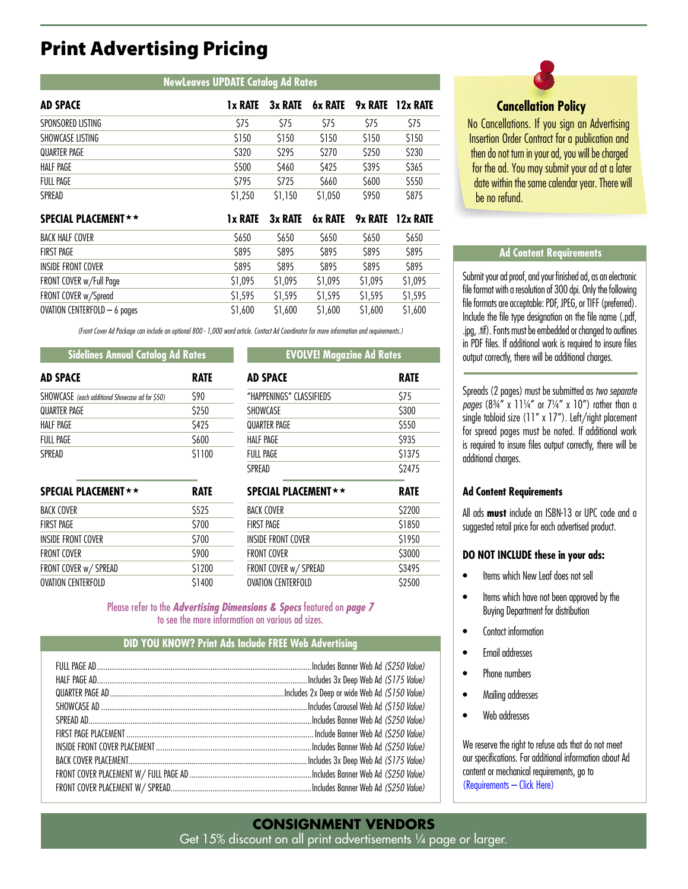# Print Advertising Pricing

## NewLeaves UPDATE Catalog Ad Rates

| AD SPACE | 1x RATE | 3x RATE | 6x RATE | 9x RATE | 12x RATE |
|---|---|---|---|---|---|
| SPONSORED LISTING | $75 | $75 | $75 | $75 | $75 |
| SHOWCASE LISTING | $150 | $150 | $150 | $150 | $150 |
| QUARTER PAGE | $320 | $295 | $270 | $250 | $230 |
| HALF PAGE | $500 | $460 | $425 | $395 | $365 |
| FULL PAGE | $795 | $725 | $660 | $600 | $550 |
| SPREAD | $1,250 | $1,150 | $1,050 | $950 | $875 |
| **SPECIAL PLACEMENT★★** | **1x RATE** | **3x RATE** | **6x RATE** | **9x RATE** | **12x RATE** |
| BACK HALF COVER | $650 | $650 | $650 | $650 | $650 |
| FIRST PAGE | $895 | $895 | $895 | $895 | $895 |
| INSIDE FRONT COVER | $895 | $895 | $895 | $895 | $895 |
| FRONT COVER w/Full Page | $1,095 | $1,095 | $1,095 | $1,095 | $1,095 |
| FRONT COVER w/Spread | $1,595 | $1,595 | $1,595 | $1,595 | $1,595 |
| OVATION CENTERFOLD – 6 pages | $1,600 | $1,600 | $1,600 | $1,600 | $1,600 |

*(Front Cover Ad Package can include an optional 800 - 1,000 word article. Contact Ad Coordinator for more information and requirements.)*

## Sidelines Annual Catalog Ad Rates

| AD SPACE | RATE |
|---|---|
| SHOWCASE *(each additional Showcase ad for $50)* | $90 |
| QUARTER PAGE | $250 |
| HALF PAGE | $425 |
| FULL PAGE | $600 |
| SPREAD | $1100 |

| SPECIAL PLACEMENT★★ | RATE |
|---|---|
| BACK COVER | $525 |
| FIRST PAGE | $700 |
| INSIDE FRONT COVER | $700 |
| FRONT COVER | $900 |
| FRONT COVER w/ SPREAD | $1200 |
| OVATION CENTERFOLD | $1400 |

## EVOLVE! Magazine Ad Rates

| AD SPACE | RATE |
|---|---|
| "HAPPENINGS" CLASSIFIEDS | $75 |
| SHOWCASE | $300 |
| QUARTER PAGE | $550 |
| HALF PAGE | $935 |
| FULL PAGE | $1375 |
| SPREAD | $2475 |

| SPECIAL PLACEMENT★★ | RATE |
|---|---|
| BACK COVER | $2200 |
| FIRST PAGE | $1850 |
| INSIDE FRONT COVER | $1950 |
| FRONT COVER | $3000 |
| FRONT COVER w/ SPREAD | $3495 |
| OVATION CENTERFOLD | $2500 |

Please refer to the ***Advertising Dimensions & Specs*** featured on ***page 7*** to see the more information on various ad sizes.

## DID YOU KNOW? Print Ads Include FREE Web Advertising

| Ad | Includes |
|---|---|
| FULL PAGE AD | Includes Banner Web Ad *($250 Value)* |
| HALF PAGE AD | Includes 3x Deep Web Ad *($175 Value)* |
| QUARTER PAGE AD | Includes 2x Deep or wide Web Ad *($150 Value)* |
| SHOWCASE AD | Includes Carousel Web Ad *($150 Value)* |
| SPREAD AD | Includes Banner Web Ad *($250 Value)* |
| FIRST PAGE PLACEMENT | Include Banner Web Ad *($250 Value)* |
| INSIDE FRONT COVER PLACEMENT | Includes Banner Web Ad *($250 Value)* |
| BACK COVER PLACEMENT | Includes 3x Deep Web Ad *($175 Value)* |
| FRONT COVER PLACEMENT W/ FULL PAGE AD | Includes Banner Web Ad *($250 Value)* |
| FRONT COVER PLACEMENT W/ SPREAD | Includes Banner Web Ad *($250 Value)* |

## Cancellation Policy

No Cancellations. If you sign an Advertising Insertion Order Contract for a publication and then do not turn in your ad, you will be charged for the ad. You may submit your ad at a later date within the same calendar year. There will be no refund.

## Ad Content Requirements

Submit your ad proof, and your finished ad, as an electronic file format with a resolution of 300 dpi. Only the following file formats are acceptable: PDF, JPEG, or TIFF (preferred). Include the file type designation on the file name (.pdf, .jpg, .tif). Fonts must be embedded or changed to outlines in PDF files. If additional work is required to insure files output correctly, there will be additional charges.

Spreads (2 pages) must be submitted as *two separate pages* (8¾" x 11¼" or 7¼" x 10") rather than a single tabloid size (11" x 17"). Left/right placement for spread pages must be noted. If additional work is required to insure files output correctly, there will be additional charges.

### Ad Content Requirements

All ads **must** include an ISBN-13 or UPC code and a suggested retail price for each advertised product.

### DO NOT INCLUDE these in your ads:

- Items which New Leaf does not sell
- Items which have not been approved by the Buying Department for distribution
- Contact information
- Email addresses
- Phone numbers
- Mailing addresses
- Web addresses

We reserve the right to refuse ads that do not meet our specifications. For additional information about Ad content or mechanical requirements, go to (Requirements – Click Here)

## CONSIGNMENT VENDORS

Get 15% discount on all print advertisements ¼ page or larger.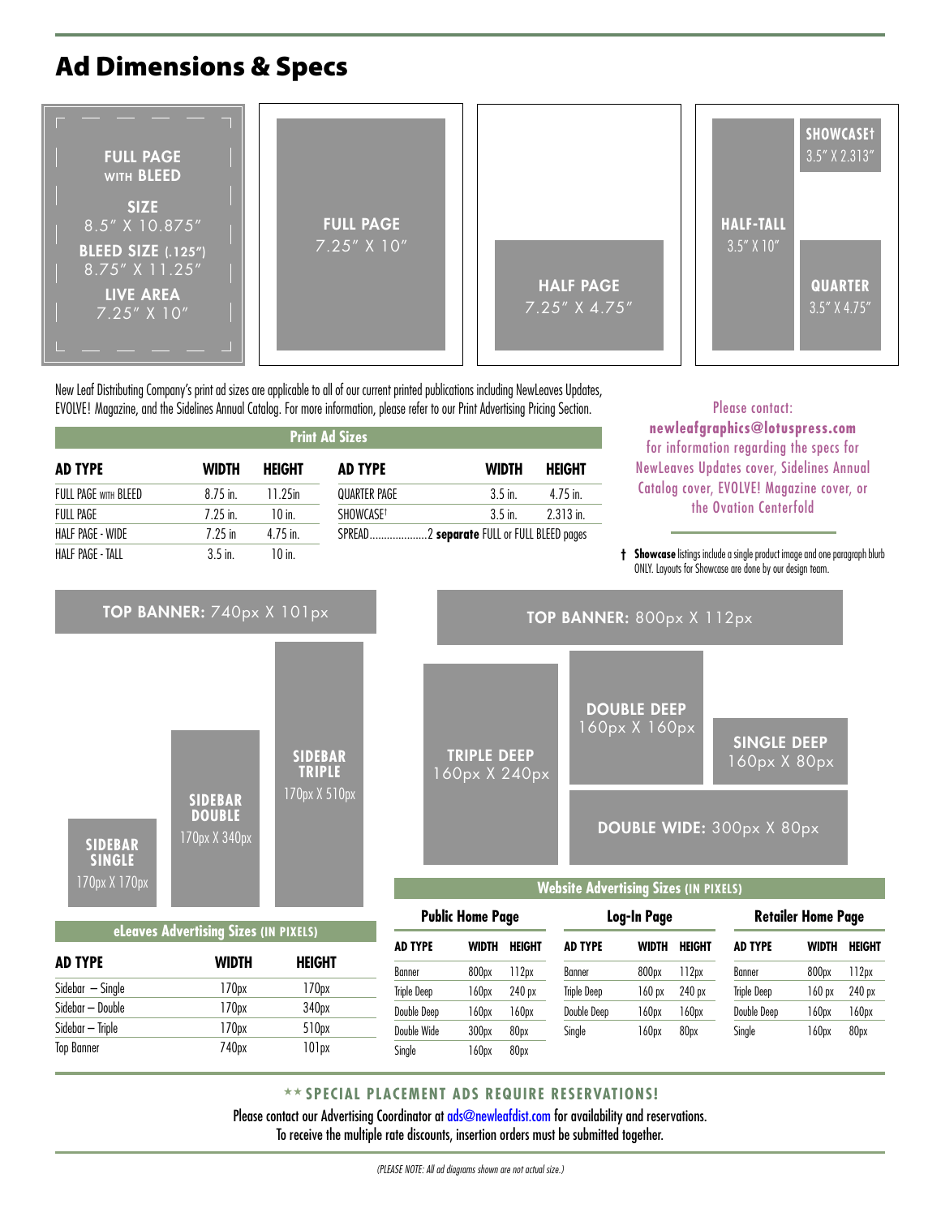# Ad Dimensions & Specs

FULL PAGE WITH BLEED
SIZE
8.5" X 10.875"
BLEED SIZE (.125")
8.75" X 11.25"
LIVE AREA
7.25" X 10"

FULL PAGE
7.25" X 10"

HALF PAGE
7.25" X 4.75"

SHOWCASE†
3.5" X 2.313"

HALF-TALL
3.5" X 10"

QUARTER
3.5" X 4.75"

New Leaf Distributing Company's print ad sizes are applicable to all of our current printed publications including NewLeaves Updates, EVOLVE! Magazine, and the Sidelines Annual Catalog. For more information, please refer to our Print Advertising Pricing Section.

## Print Ad Sizes

| AD TYPE | WIDTH | HEIGHT | AD TYPE | WIDTH | HEIGHT |
|---|---|---|---|---|---|
| FULL PAGE WITH BLEED | 8.75 in. | 11.25in | QUARTER PAGE | 3.5 in. | 4.75 in. |
| FULL PAGE | 7.25 in. | 10 in. | SHOWCASE† | 3.5 in. | 2.313 in. |
| HALF PAGE - WIDE | 7.25 in | 4.75 in. | SPREAD....................2 **separate** FULL or FULL BLEED pages | | |
| HALF PAGE - TALL | 3.5 in. | 10 in. | | | |

Please contact: **newleafgraphics@lotuspress.com** for information regarding the specs for NewLeaves Updates cover, Sidelines Annual Catalog cover, EVOLVE! Magazine cover, or the Ovation Centerfold

† **Showcase** listings include a single product image and one paragraph blurb ONLY. Layouts for Showcase are done by our design team.

TOP BANNER: 740px X 101px

SIDEBAR SINGLE 170px X 170px

SIDEBAR DOUBLE 170px X 340px

SIDEBAR TRIPLE 170px X 510px

## eLeaves Advertising Sizes (IN PIXELS)

| AD TYPE | WIDTH | HEIGHT |
|---|---|---|
| Sidebar – Single | 170px | 170px |
| Sidebar – Double | 170px | 340px |
| Sidebar – Triple | 170px | 510px |
| Top Banner | 740px | 101px |

TOP BANNER: 800px X 112px

TRIPLE DEEP 160px X 240px

DOUBLE DEEP 160px X 160px

SINGLE DEEP 160px X 80px

DOUBLE WIDE: 300px X 80px

## Website Advertising Sizes (IN PIXELS)

**Public Home Page**

| AD TYPE | WIDTH | HEIGHT |
|---|---|---|
| Banner | 800px | 112px |
| Triple Deep | 160px | 240 px |
| Double Deep | 160px | 160px |
| Double Wide | 300px | 80px |
| Single | 160px | 80px |

**Log-In Page**

| AD TYPE | WIDTH | HEIGHT |
|---|---|---|
| Banner | 800px | 112px |
| Triple Deep | 160 px | 240 px |
| Double Deep | 160px | 160px |
| Single | 160px | 80px |

**Retailer Home Page**

| AD TYPE | WIDTH | HEIGHT |
|---|---|---|
| Banner | 800px | 112px |
| Triple Deep | 160 px | 240 px |
| Double Deep | 160px | 160px |
| Single | 160px | 80px |

**★★ SPECIAL PLACEMENT ADS REQUIRE RESERVATIONS!**

Please contact our Advertising Coordinator at ads@newleafdist.com for availability and reservations.
To receive the multiple rate discounts, insertion orders must be submitted together.

*(PLEASE NOTE: All ad diagrams shown are not actual size.)*